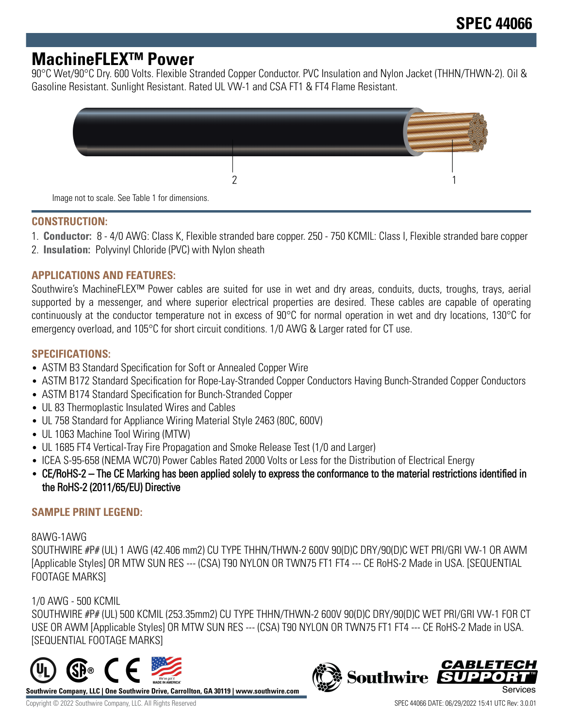# SPEC 44066

## MachineFLEX™ Power

90°C Wet/90°C Dry. 600 Volts. Flexible Stranded Copper Conductor. PVC Insulation and Nylon Jacket (THHN/THWN-2). Oil & Gasoline Resistant. Sunlight Resistant. Rated UL VW-1 and CSA FT1 & FT4 Flame Resistant.

Image not to scale. See Table 1 for dimensions.

### CONSTRUCTION:

1. **Conductor:** 8 - 4/0 AWG: Class K, Flexible stranded bare copper. 250 - 750 KCMIL: Class I, Flexible stranded bare copper
2. **Insulation:** Polyvinyl Chloride (PVC) with Nylon sheath

### APPLICATIONS AND FEATURES:

Southwire's MachineFLEX™ Power cables are suited for use in wet and dry areas, conduits, ducts, troughs, trays, aerial supported by a messenger, and where superior electrical properties are desired. These cables are capable of operating continuously at the conductor temperature not in excess of 90°C for normal operation in wet and dry locations, 130°C for emergency overload, and 105°C for short circuit conditions. 1/0 AWG & Larger rated for CT use.

### SPECIFICATIONS:

- ASTM B3 Standard Specification for Soft or Annealed Copper Wire
- ASTM B172 Standard Specification for Rope-Lay-Stranded Copper Conductors Having Bunch-Stranded Copper Conductors
- ASTM B174 Standard Specification for Bunch-Stranded Copper
- UL 83 Thermoplastic Insulated Wires and Cables
- UL 758 Standard for Appliance Wiring Material Style 2463 (80C, 600V)
- UL 1063 Machine Tool Wiring (MTW)
- UL 1685 FT4 Vertical-Tray Fire Propagation and Smoke Release Test (1/0 and Larger)
- ICEA S-95-658 (NEMA WC70) Power Cables Rated 2000 Volts or Less for the Distribution of Electrical Energy
- **CE/RoHS-2 – The CE Marking has been applied solely to express the conformance to the material restrictions identified in the RoHS-2 (2011/65/EU) Directive**

### SAMPLE PRINT LEGEND:

8AWG-1AWG

SOUTHWIRE #P# (UL) 1 AWG (42.406 mm2) CU TYPE THHN/THWN-2 600V 90(D)C DRY/90(D)C WET PRI/GRI VW-1 OR AWM [Applicable Styles] OR MTW SUN RES --- (CSA) T90 NYLON OR TWN75 FT1 FT4 --- CE RoHS-2 Made in USA. [SEQUENTIAL FOOTAGE MARKS]

1/0 AWG - 500 KCMIL

SOUTHWIRE #P# (UL) 500 KCMIL (253.35mm2) CU TYPE THHN/THWN-2 600V 90(D)C DRY/90(D)C WET PRI/GRI VW-1 FOR CT USE OR AWM [Applicable Styles] OR MTW SUN RES --- (CSA) T90 NYLON OR TWN75 FT1 FT4 --- CE RoHS-2 Made in USA. [SEQUENTIAL FOOTAGE MARKS]

**Southwire Company, LLC | One Southwire Drive, Carrollton, GA 30119 | www.southwire.com**

Copyright © 2022 Southwire Company, LLC. All Rights Reserved

SPEC 44066 DATE: 06/29/2022 15:41 UTC Rev: 3.0.01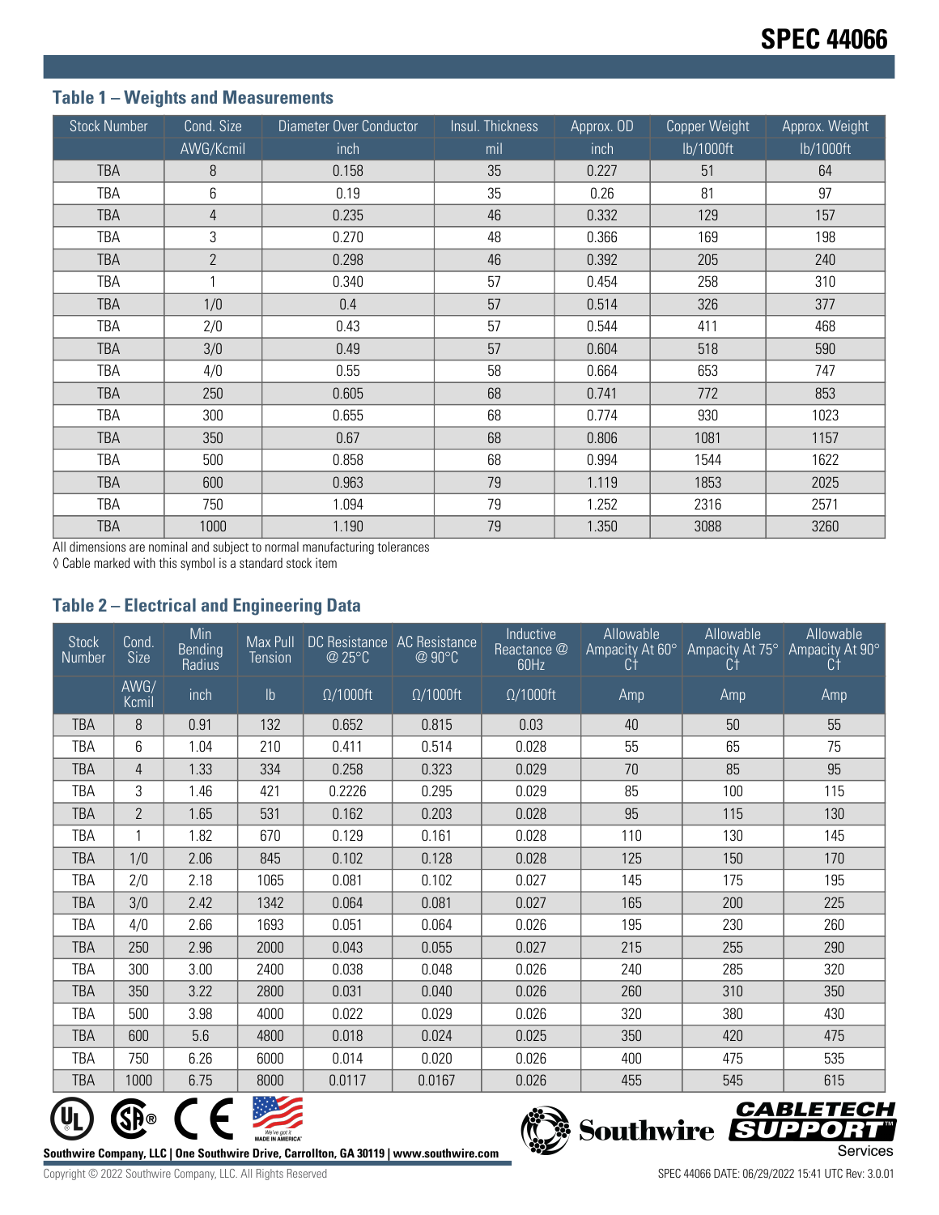## Table 1 – Weights and Measurements

| Stock Number | Cond. Size | Diameter Over Conductor | Insul. Thickness | Approx. OD | Copper Weight | Approx. Weight |
|---|---|---|---|---|---|---|
| | AWG/Kcmil | inch | mil | inch | lb/1000ft | lb/1000ft |
| TBA | 8 | 0.158 | 35 | 0.227 | 51 | 64 |
| TBA | 6 | 0.19 | 35 | 0.26 | 81 | 97 |
| TBA | 4 | 0.235 | 46 | 0.332 | 129 | 157 |
| TBA | 3 | 0.270 | 48 | 0.366 | 169 | 198 |
| TBA | 2 | 0.298 | 46 | 0.392 | 205 | 240 |
| TBA | 1 | 0.340 | 57 | 0.454 | 258 | 310 |
| TBA | 1/0 | 0.4 | 57 | 0.514 | 326 | 377 |
| TBA | 2/0 | 0.43 | 57 | 0.544 | 411 | 468 |
| TBA | 3/0 | 0.49 | 57 | 0.604 | 518 | 590 |
| TBA | 4/0 | 0.55 | 58 | 0.664 | 653 | 747 |
| TBA | 250 | 0.605 | 68 | 0.741 | 772 | 853 |
| TBA | 300 | 0.655 | 68 | 0.774 | 930 | 1023 |
| TBA | 350 | 0.67 | 68 | 0.806 | 1081 | 1157 |
| TBA | 500 | 0.858 | 68 | 0.994 | 1544 | 1622 |
| TBA | 600 | 0.963 | 79 | 1.119 | 1853 | 2025 |
| TBA | 750 | 1.094 | 79 | 1.252 | 2316 | 2571 |
| TBA | 1000 | 1.190 | 79 | 1.350 | 3088 | 3260 |

All dimensions are nominal and subject to normal manufacturing tolerances

◊ Cable marked with this symbol is a standard stock item

## Table 2 – Electrical and Engineering Data

| Stock Number | Cond. Size | Min Bending Radius | Max Pull Tension | DC Resistance @ 25°C | AC Resistance @ 90°C | Inductive Reactance @ 60Hz | Allowable Ampacity At 60° C† | Allowable Ampacity At 75° C† | Allowable Ampacity At 90° C† |
|---|---|---|---|---|---|---|---|---|---|
| | AWG/ Kcmil | inch | lb | Ω/1000ft | Ω/1000ft | Ω/1000ft | Amp | Amp | Amp |
| TBA | 8 | 0.91 | 132 | 0.652 | 0.815 | 0.03 | 40 | 50 | 55 |
| TBA | 6 | 1.04 | 210 | 0.411 | 0.514 | 0.028 | 55 | 65 | 75 |
| TBA | 4 | 1.33 | 334 | 0.258 | 0.323 | 0.029 | 70 | 85 | 95 |
| TBA | 3 | 1.46 | 421 | 0.2226 | 0.295 | 0.029 | 85 | 100 | 115 |
| TBA | 2 | 1.65 | 531 | 0.162 | 0.203 | 0.028 | 95 | 115 | 130 |
| TBA | 1 | 1.82 | 670 | 0.129 | 0.161 | 0.028 | 110 | 130 | 145 |
| TBA | 1/0 | 2.06 | 845 | 0.102 | 0.128 | 0.028 | 125 | 150 | 170 |
| TBA | 2/0 | 2.18 | 1065 | 0.081 | 0.102 | 0.027 | 145 | 175 | 195 |
| TBA | 3/0 | 2.42 | 1342 | 0.064 | 0.081 | 0.027 | 165 | 200 | 225 |
| TBA | 4/0 | 2.66 | 1693 | 0.051 | 0.064 | 0.026 | 195 | 230 | 260 |
| TBA | 250 | 2.96 | 2000 | 0.043 | 0.055 | 0.027 | 215 | 255 | 290 |
| TBA | 300 | 3.00 | 2400 | 0.038 | 0.048 | 0.026 | 240 | 285 | 320 |
| TBA | 350 | 3.22 | 2800 | 0.031 | 0.040 | 0.026 | 260 | 310 | 350 |
| TBA | 500 | 3.98 | 4000 | 0.022 | 0.029 | 0.026 | 320 | 380 | 430 |
| TBA | 600 | 5.6 | 4800 | 0.018 | 0.024 | 0.025 | 350 | 420 | 475 |
| TBA | 750 | 6.26 | 6000 | 0.014 | 0.020 | 0.026 | 400 | 475 | 535 |
| TBA | 1000 | 6.75 | 8000 | 0.0117 | 0.0167 | 0.026 | 455 | 545 | 615 |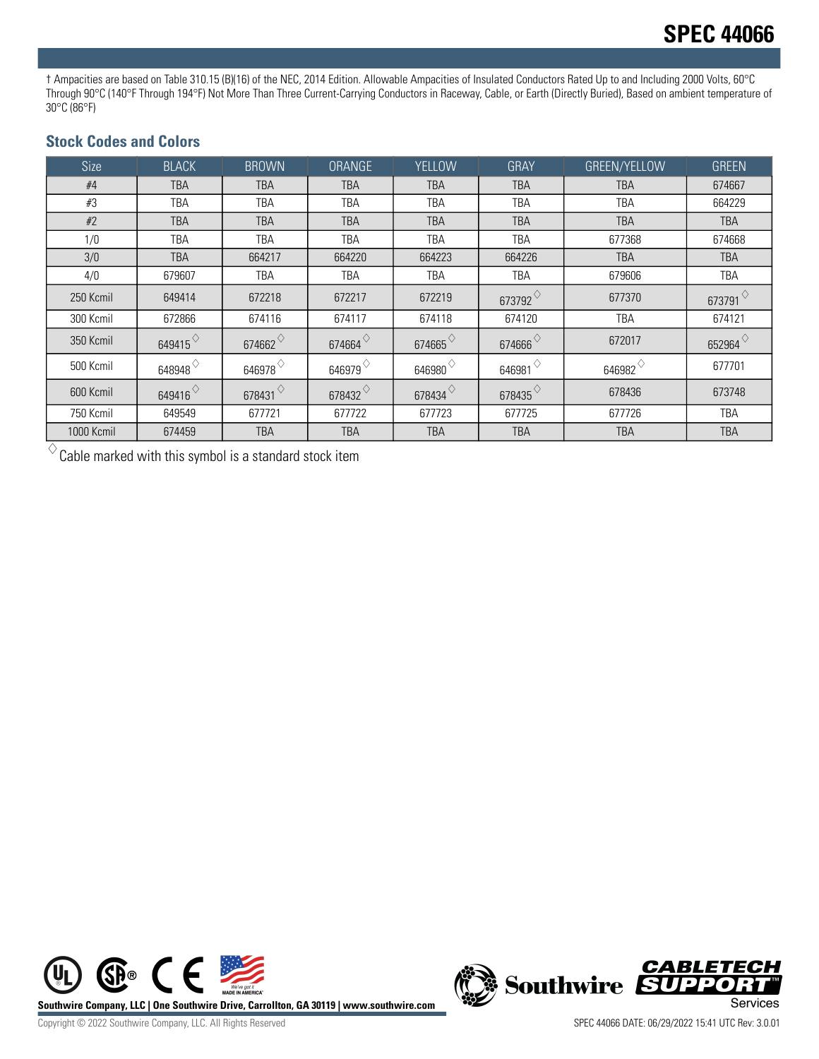† Ampacities are based on Table 310.15 (B)(16) of the NEC, 2014 Edition. Allowable Ampacities of Insulated Conductors Rated Up to and Including 2000 Volts, 60°C Through 90°C (140°F Through 194°F) Not More Than Three Current-Carrying Conductors in Raceway, Cable, or Earth (Directly Buried), Based on ambient temperature of 30°C (86°F)

## Stock Codes and Colors

| Size | BLACK | BROWN | ORANGE | YELLOW | GRAY | GREEN/YELLOW | GREEN |
|---|---|---|---|---|---|---|---|
| #4 | TBA | TBA | TBA | TBA | TBA | TBA | 674667 |
| #3 | TBA | TBA | TBA | TBA | TBA | TBA | 664229 |
| #2 | TBA | TBA | TBA | TBA | TBA | TBA | TBA |
| 1/0 | TBA | TBA | TBA | TBA | TBA | 677368 | 674668 |
| 3/0 | TBA | 664217 | 664220 | 664223 | 664226 | TBA | TBA |
| 4/0 | 679607 | TBA | TBA | TBA | TBA | 679606 | TBA |
| 250 Kcmil | 649414 | 672218 | 672217 | 672219 | 673792 ◊ | 677370 | 673791 ◊ |
| 300 Kcmil | 672866 | 674116 | 674117 | 674118 | 674120 | TBA | 674121 |
| 350 Kcmil | 649415 ◊ | 674662 ◊ | 674664 ◊ | 674665 ◊ | 674666 ◊ | 672017 | 652964 ◊ |
| 500 Kcmil | 648948 ◊ | 646978 ◊ | 646979 ◊ | 646980 ◊ | 646981 ◊ | 646982 ◊ | 677701 |
| 600 Kcmil | 649416 ◊ | 678431 ◊ | 678432 ◊ | 678434 ◊ | 678435 ◊ | 678436 | 673748 |
| 750 Kcmil | 649549 | 677721 | 677722 | 677723 | 677725 | 677726 | TBA |
| 1000 Kcmil | 674459 | TBA | TBA | TBA | TBA | TBA | TBA |

◊ Cable marked with this symbol is a standard stock item

Southwire Company, LLC | One Southwire Drive, Carrollton, GA 30119 | www.southwire.com

Copyright © 2022 Southwire Company, LLC. All Rights Reserved

SPEC 44066 DATE: 06/29/2022 15:41 UTC Rev: 3.0.01